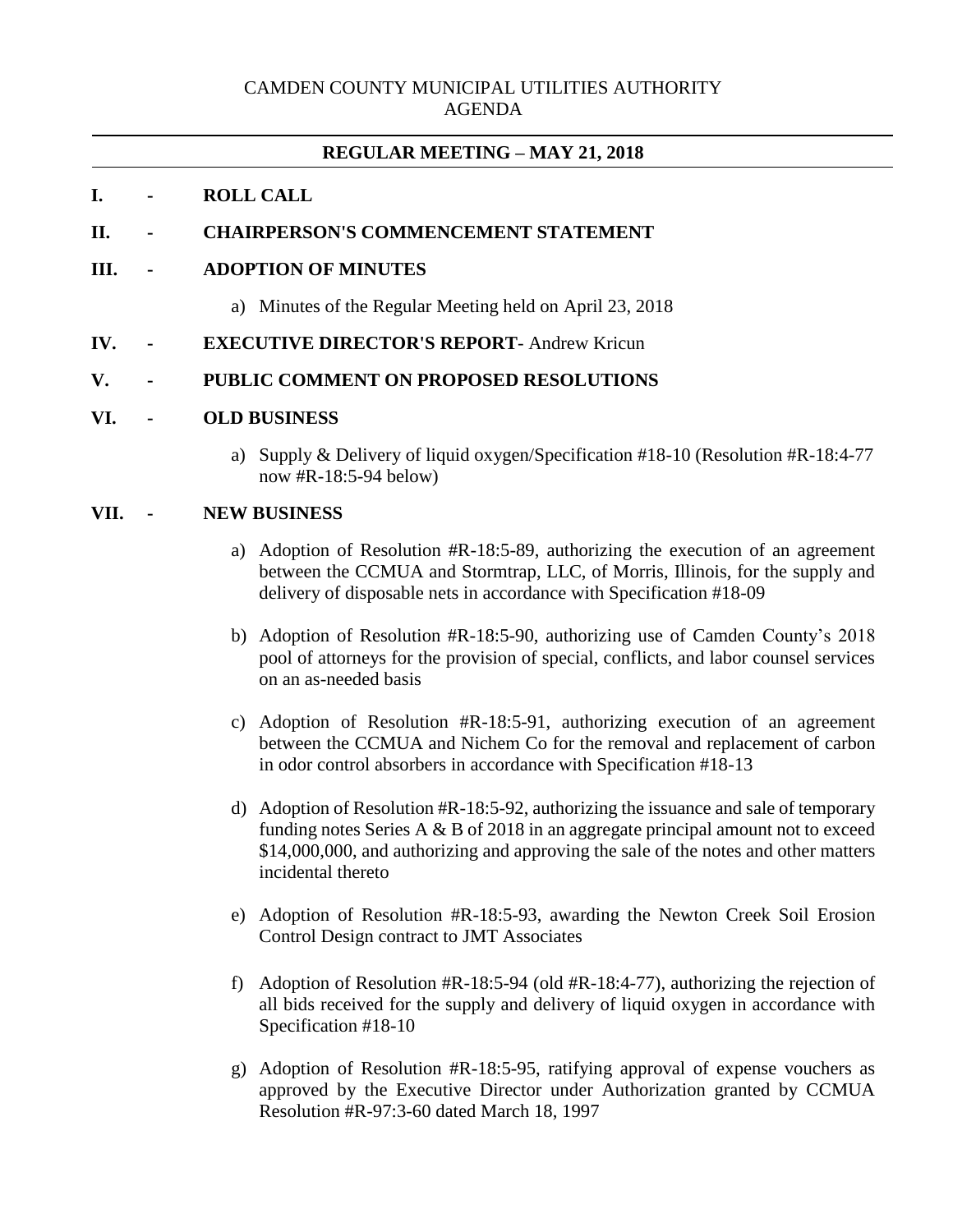# CAMDEN COUNTY MUNICIPAL UTILITIES AUTHORITY
## AGENDA

---

## REGULAR MEETING – MAY 21, 2018

---

**I. - ROLL CALL**

**II. - CHAIRPERSON'S COMMENCEMENT STATEMENT**

**III. - ADOPTION OF MINUTES**

a) Minutes of the Regular Meeting held on April 23, 2018

**IV. - EXECUTIVE DIRECTOR'S REPORT**- Andrew Kricun

**V. - PUBLIC COMMENT ON PROPOSED RESOLUTIONS**

**VI. - OLD BUSINESS**

a) Supply & Delivery of liquid oxygen/Specification #18-10 (Resolution #R-18:4-77 now #R-18:5-94 below)

**VII. - NEW BUSINESS**

a) Adoption of Resolution #R-18:5-89, authorizing the execution of an agreement between the CCMUA and Stormtrap, LLC, of Morris, Illinois, for the supply and delivery of disposable nets in accordance with Specification #18-09

b) Adoption of Resolution #R-18:5-90, authorizing use of Camden County's 2018 pool of attorneys for the provision of special, conflicts, and labor counsel services on an as-needed basis

c) Adoption of Resolution #R-18:5-91, authorizing execution of an agreement between the CCMUA and Nichem Co for the removal and replacement of carbon in odor control absorbers in accordance with Specification #18-13

d) Adoption of Resolution #R-18:5-92, authorizing the issuance and sale of temporary funding notes Series A & B of 2018 in an aggregate principal amount not to exceed $14,000,000, and authorizing and approving the sale of the notes and other matters incidental thereto

e) Adoption of Resolution #R-18:5-93, awarding the Newton Creek Soil Erosion Control Design contract to JMT Associates

f) Adoption of Resolution #R-18:5-94 (old #R-18:4-77), authorizing the rejection of all bids received for the supply and delivery of liquid oxygen in accordance with Specification #18-10

g) Adoption of Resolution #R-18:5-95, ratifying approval of expense vouchers as approved by the Executive Director under Authorization granted by CCMUA Resolution #R-97:3-60 dated March 18, 1997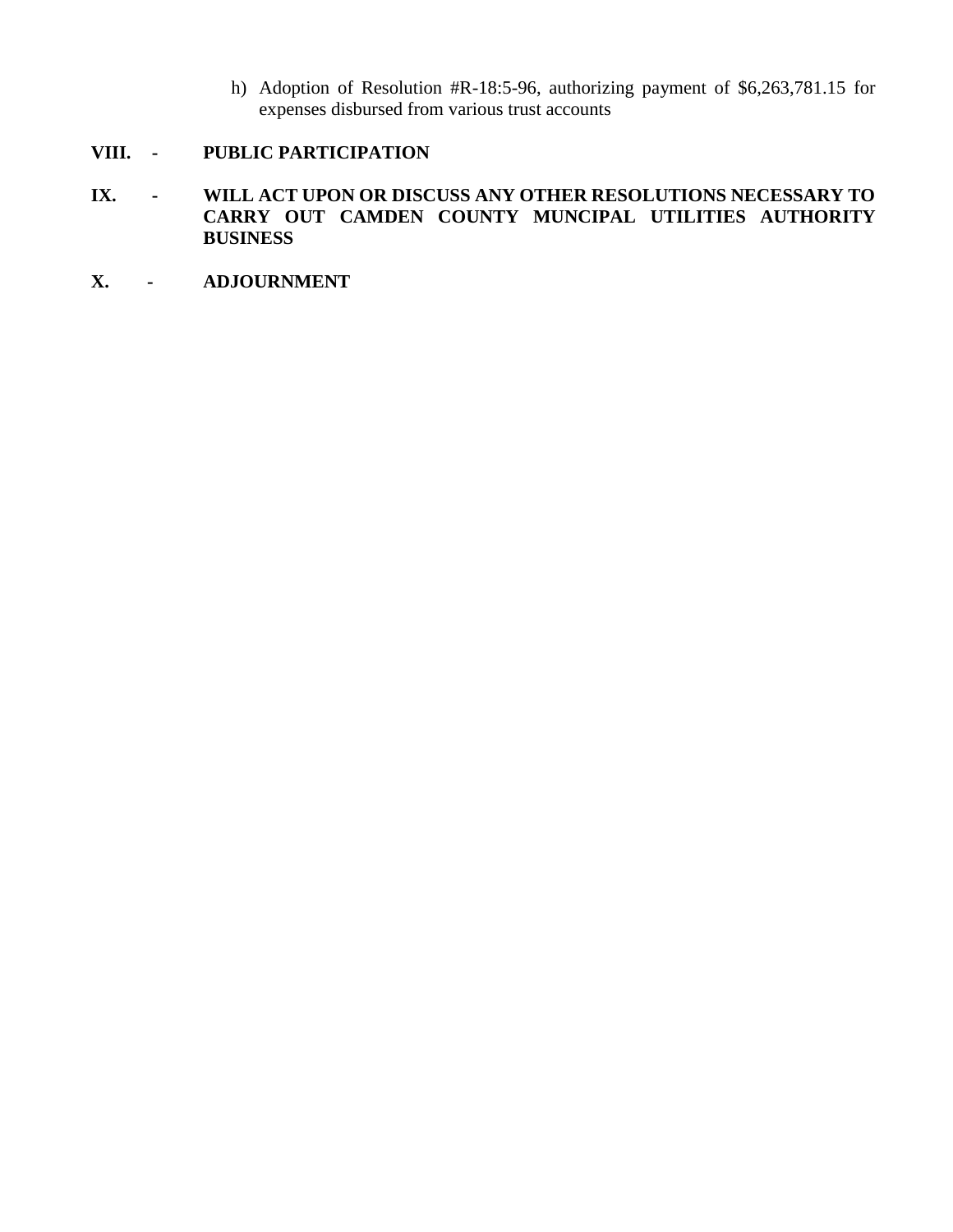h) Adoption of Resolution #R-18:5-96, authorizing payment of $6,263,781.15 for expenses disbursed from various trust accounts

**VIII. - PUBLIC PARTICIPATION**

**IX. - WILL ACT UPON OR DISCUSS ANY OTHER RESOLUTIONS NECESSARY TO CARRY OUT CAMDEN COUNTY MUNCIPAL UTILITIES AUTHORITY BUSINESS**

**X. - ADJOURNMENT**